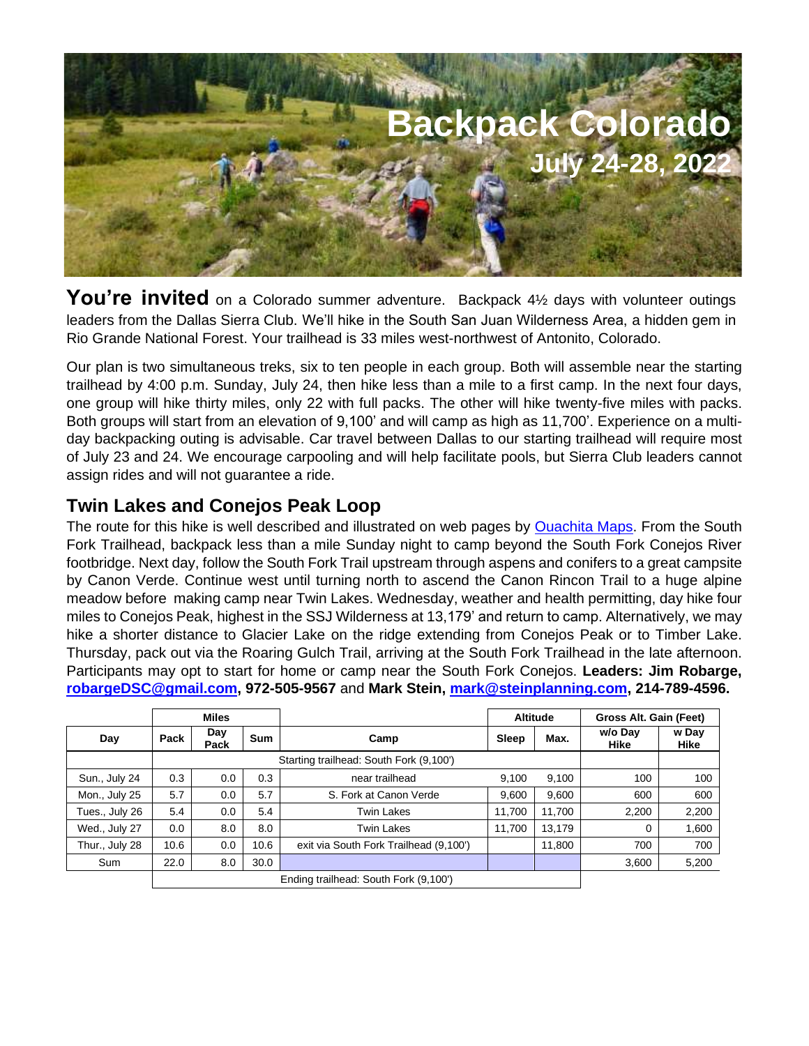# Backpack Colorado

## July 24-28, 2022

**You're invited** on a Colorado summer adventure. Backpack 4½ days with volunteer outings leaders from the Dallas Sierra Club. We'll hike in the South San Juan Wilderness Area, a hidden gem in Rio Grande National Forest. Your trailhead is 33 miles west-northwest of Antonito, Colorado.

Our plan is two simultaneous treks, six to ten people in each group. Both will assemble near the starting trailhead by 4:00 p.m. Sunday, July 24, then hike less than a mile to a first camp. In the next four days, one group will hike thirty miles, only 22 with full packs. The other will hike twenty-five miles with packs. Both groups will start from an elevation of 9,100' and will camp as high as 11,700'. Experience on a multi-day backpacking outing is advisable. Car travel between Dallas to our starting trailhead will require most of July 23 and 24. We encourage carpooling and will help facilitate pools, but Sierra Club leaders cannot assign rides and will not guarantee a ride.

## Twin Lakes and Conejos Peak Loop

The route for this hike is well described and illustrated on web pages by Ouachita Maps. From the South Fork Trailhead, backpack less than a mile Sunday night to camp beyond the South Fork Conejos River footbridge. Next day, follow the South Fork Trail upstream through aspens and conifers to a great campsite by Canon Verde. Continue west until turning north to ascend the Canon Rincon Trail to a huge alpine meadow before making camp near Twin Lakes. Wednesday, weather and health permitting, day hike four miles to Conejos Peak, highest in the SSJ Wilderness at 13,179' and return to camp. Alternatively, we may hike a shorter distance to Glacier Lake on the ridge extending from Conejos Peak or to Timber Lake. Thursday, pack out via the Roaring Gulch Trail, arriving at the South Fork Trailhead in the late afternoon. Participants may opt to start for home or camp near the South Fork Conejos. **Leaders: Jim Robarge, robargeDSC@gmail.com, 972-505-9567** and **Mark Stein, mark@steinplanning.com, 214-789-4596.**

| | Miles | | | | Altitude | | Gross Alt. Gain (Feet) | |
|---|---|---|---|---|---|---|---|---|
| Day | Pack | Day Pack | Sum | Camp | Sleep | Max. | w/o Day Hike | w Day Hike |
| | Starting trailhead: South Fork (9,100') | | | | | | | |
| Sun., July 24 | 0.3 | 0.0 | 0.3 | near trailhead | 9,100 | 9,100 | 100 | 100 |
| Mon., July 25 | 5.7 | 0.0 | 5.7 | S. Fork at Canon Verde | 9,600 | 9,600 | 600 | 600 |
| Tues., July 26 | 5.4 | 0.0 | 5.4 | Twin Lakes | 11,700 | 11,700 | 2,200 | 2,200 |
| Wed., July 27 | 0.0 | 8.0 | 8.0 | Twin Lakes | 11,700 | 13,179 | 0 | 1,600 |
| Thur., July 28 | 10.6 | 0.0 | 10.6 | exit via South Fork Trailhead (9,100') | | 11,800 | 700 | 700 |
| Sum | 22.0 | 8.0 | 30.0 | | | | 3,600 | 5,200 |
| | Ending trailhead: South Fork (9,100') | | | | | | | |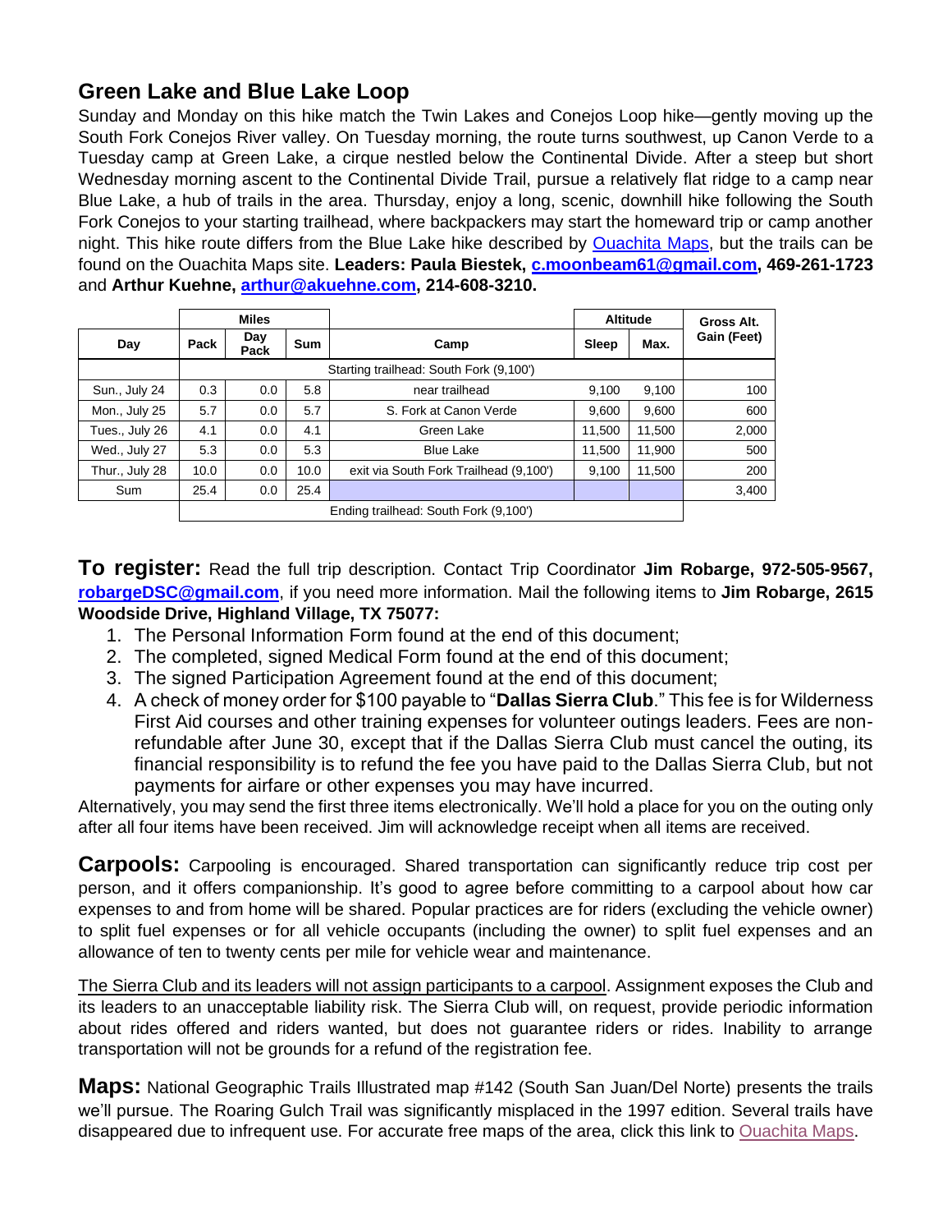## Green Lake and Blue Lake Loop

Sunday and Monday on this hike match the Twin Lakes and Conejos Loop hike—gently moving up the South Fork Conejos River valley. On Tuesday morning, the route turns southwest, up Canon Verde to a Tuesday camp at Green Lake, a cirque nestled below the Continental Divide. After a steep but short Wednesday morning ascent to the Continental Divide Trail, pursue a relatively flat ridge to a camp near Blue Lake, a hub of trails in the area. Thursday, enjoy a long, scenic, downhill hike following the South Fork Conejos to your starting trailhead, where backpackers may start the homeward trip or camp another night. This hike route differs from the Blue Lake hike described by Ouachita Maps, but the trails can be found on the Ouachita Maps site. **Leaders: Paula Biestek, c.moonbeam61@gmail.com, 469-261-1723** and **Arthur Kuehne, arthur@akuehne.com, 214-608-3210.**

| | Miles | | | | Altitude | | Gross Alt. Gain (Feet) |
|---|---|---|---|---|---|---|---|
| Day | Pack | Day Pack | Sum | Camp | Sleep | Max. | |
| | Starting trailhead: South Fork (9,100') | | | | | | |
| Sun., July 24 | 0.3 | 0.0 | 5.8 | near trailhead | 9,100 | 9,100 | 100 |
| Mon., July 25 | 5.7 | 0.0 | 5.7 | S. Fork at Canon Verde | 9,600 | 9,600 | 600 |
| Tues., July 26 | 4.1 | 0.0 | 4.1 | Green Lake | 11,500 | 11,500 | 2,000 |
| Wed., July 27 | 5.3 | 0.0 | 5.3 | Blue Lake | 11,500 | 11,900 | 500 |
| Thur., July 28 | 10.0 | 0.0 | 10.0 | exit via South Fork Trailhead (9,100') | 9,100 | 11,500 | 200 |
| Sum | 25.4 | 0.0 | 25.4 | | | | 3,400 |
| | Ending trailhead: South Fork (9,100') | | | | | | |

**To register:** Read the full trip description. Contact Trip Coordinator **Jim Robarge, 972-505-9567, robargeDSC@gmail.com**, if you need more information. Mail the following items to **Jim Robarge, 2615 Woodside Drive, Highland Village, TX 75077:**

1. The Personal Information Form found at the end of this document;
2. The completed, signed Medical Form found at the end of this document;
3. The signed Participation Agreement found at the end of this document;
4. A check of money order for $100 payable to "**Dallas Sierra Club**." This fee is for Wilderness First Aid courses and other training expenses for volunteer outings leaders. Fees are non-refundable after June 30, except that if the Dallas Sierra Club must cancel the outing, its financial responsibility is to refund the fee you have paid to the Dallas Sierra Club, but not payments for airfare or other expenses you may have incurred.

Alternatively, you may send the first three items electronically. We'll hold a place for you on the outing only after all four items have been received. Jim will acknowledge receipt when all items are received.

**Carpools:** Carpooling is encouraged. Shared transportation can significantly reduce trip cost per person, and it offers companionship. It's good to agree before committing to a carpool about how car expenses to and from home will be shared. Popular practices are for riders (excluding the vehicle owner) to split fuel expenses or for all vehicle occupants (including the owner) to split fuel expenses and an allowance of ten to twenty cents per mile for vehicle wear and maintenance.

The Sierra Club and its leaders will not assign participants to a carpool. Assignment exposes the Club and its leaders to an unacceptable liability risk. The Sierra Club will, on request, provide periodic information about rides offered and riders wanted, but does not guarantee riders or rides. Inability to arrange transportation will not be grounds for a refund of the registration fee.

**Maps:** National Geographic Trails Illustrated map #142 (South San Juan/Del Norte) presents the trails we'll pursue. The Roaring Gulch Trail was significantly misplaced in the 1997 edition. Several trails have disappeared due to infrequent use. For accurate free maps of the area, click this link to Ouachita Maps.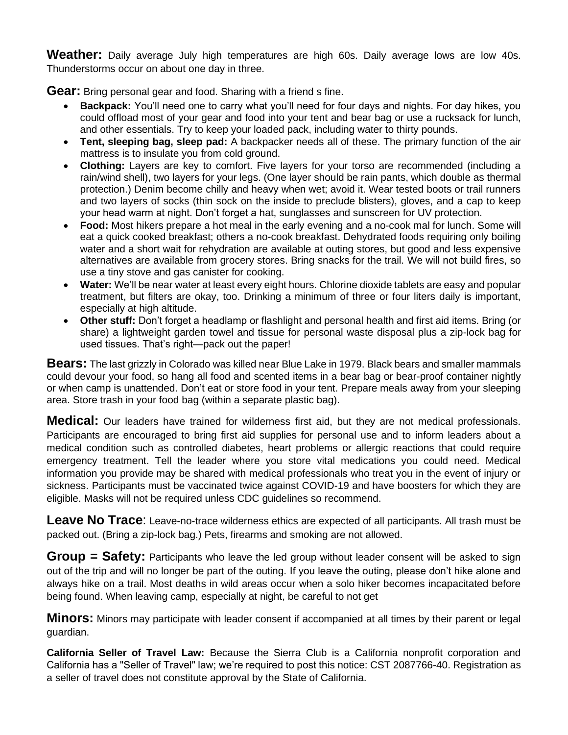**Weather:** Daily average July high temperatures are high 60s. Daily average lows are low 40s. Thunderstorms occur on about one day in three.

**Gear:** Bring personal gear and food. Sharing with a friend s fine.

- **Backpack:** You'll need one to carry what you'll need for four days and nights. For day hikes, you could offload most of your gear and food into your tent and bear bag or use a rucksack for lunch, and other essentials. Try to keep your loaded pack, including water to thirty pounds.
- **Tent, sleeping bag, sleep pad:** A backpacker needs all of these. The primary function of the air mattress is to insulate you from cold ground.
- **Clothing:** Layers are key to comfort. Five layers for your torso are recommended (including a rain/wind shell), two layers for your legs. (One layer should be rain pants, which double as thermal protection.) Denim become chilly and heavy when wet; avoid it. Wear tested boots or trail runners and two layers of socks (thin sock on the inside to preclude blisters), gloves, and a cap to keep your head warm at night. Don't forget a hat, sunglasses and sunscreen for UV protection.
- **Food:** Most hikers prepare a hot meal in the early evening and a no-cook mal for lunch. Some will eat a quick cooked breakfast; others a no-cook breakfast. Dehydrated foods requiring only boiling water and a short wait for rehydration are available at outing stores, but good and less expensive alternatives are available from grocery stores. Bring snacks for the trail. We will not build fires, so use a tiny stove and gas canister for cooking.
- **Water:** We'll be near water at least every eight hours. Chlorine dioxide tablets are easy and popular treatment, but filters are okay, too. Drinking a minimum of three or four liters daily is important, especially at high altitude.
- **Other stuff:** Don't forget a headlamp or flashlight and personal health and first aid items. Bring (or share) a lightweight garden towel and tissue for personal waste disposal plus a zip-lock bag for used tissues. That's right—pack out the paper!

**Bears:** The last grizzly in Colorado was killed near Blue Lake in 1979. Black bears and smaller mammals could devour your food, so hang all food and scented items in a bear bag or bear-proof container nightly or when camp is unattended. Don't eat or store food in your tent. Prepare meals away from your sleeping area. Store trash in your food bag (within a separate plastic bag).

**Medical:** Our leaders have trained for wilderness first aid, but they are not medical professionals. Participants are encouraged to bring first aid supplies for personal use and to inform leaders about a medical condition such as controlled diabetes, heart problems or allergic reactions that could require emergency treatment. Tell the leader where you store vital medications you could need. Medical information you provide may be shared with medical professionals who treat you in the event of injury or sickness. Participants must be vaccinated twice against COVID-19 and have boosters for which they are eligible. Masks will not be required unless CDC guidelines so recommend.

**Leave No Trace**: Leave-no-trace wilderness ethics are expected of all participants. All trash must be packed out. (Bring a zip-lock bag.) Pets, firearms and smoking are not allowed.

**Group = Safety:** Participants who leave the led group without leader consent will be asked to sign out of the trip and will no longer be part of the outing. If you leave the outing, please don't hike alone and always hike on a trail. Most deaths in wild areas occur when a solo hiker becomes incapacitated before being found. When leaving camp, especially at night, be careful to not get

**Minors:** Minors may participate with leader consent if accompanied at all times by their parent or legal guardian.

**California Seller of Travel Law:** Because the Sierra Club is a California nonprofit corporation and California has a "Seller of Travel" law; we're required to post this notice: CST 2087766-40. Registration as a seller of travel does not constitute approval by the State of California.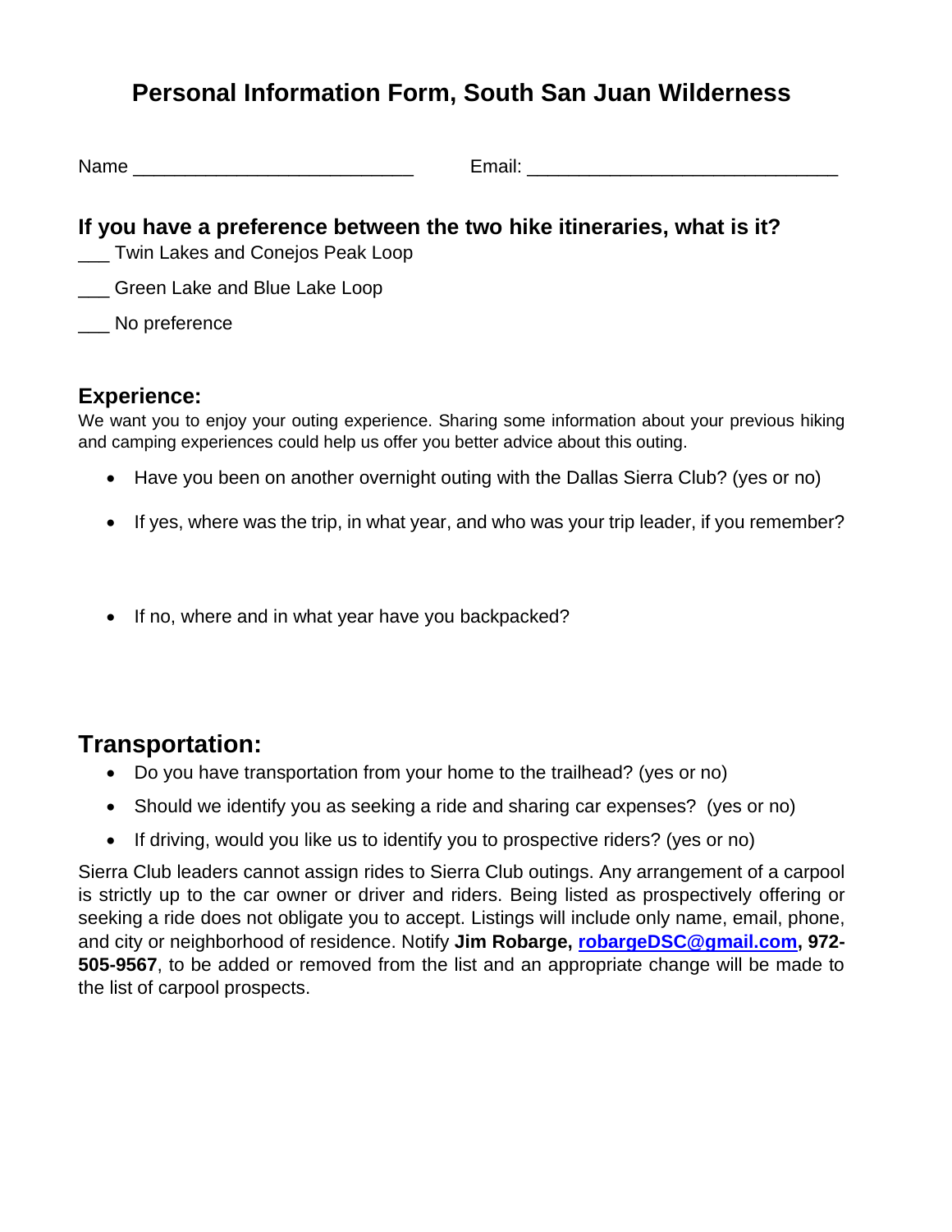# Personal Information Form, South San Juan Wilderness

Name ___________________________ Email: ______________________________

### If you have a preference between the two hike itineraries, what is it?

___ Twin Lakes and Conejos Peak Loop

___ Green Lake and Blue Lake Loop

___ No preference

### Experience:

We want you to enjoy your outing experience. Sharing some information about your previous hiking and camping experiences could help us offer you better advice about this outing.

- Have you been on another overnight outing with the Dallas Sierra Club? (yes or no)
- If yes, where was the trip, in what year, and who was your trip leader, if you remember?
- If no, where and in what year have you backpacked?

## Transportation:

- Do you have transportation from your home to the trailhead? (yes or no)
- Should we identify you as seeking a ride and sharing car expenses? (yes or no)
- If driving, would you like us to identify you to prospective riders? (yes or no)

Sierra Club leaders cannot assign rides to Sierra Club outings. Any arrangement of a carpool is strictly up to the car owner or driver and riders. Being listed as prospectively offering or seeking a ride does not obligate you to accept. Listings will include only name, email, phone, and city or neighborhood of residence. Notify **Jim Robarge, robargeDSC@gmail.com, 972-505-9567**, to be added or removed from the list and an appropriate change will be made to the list of carpool prospects.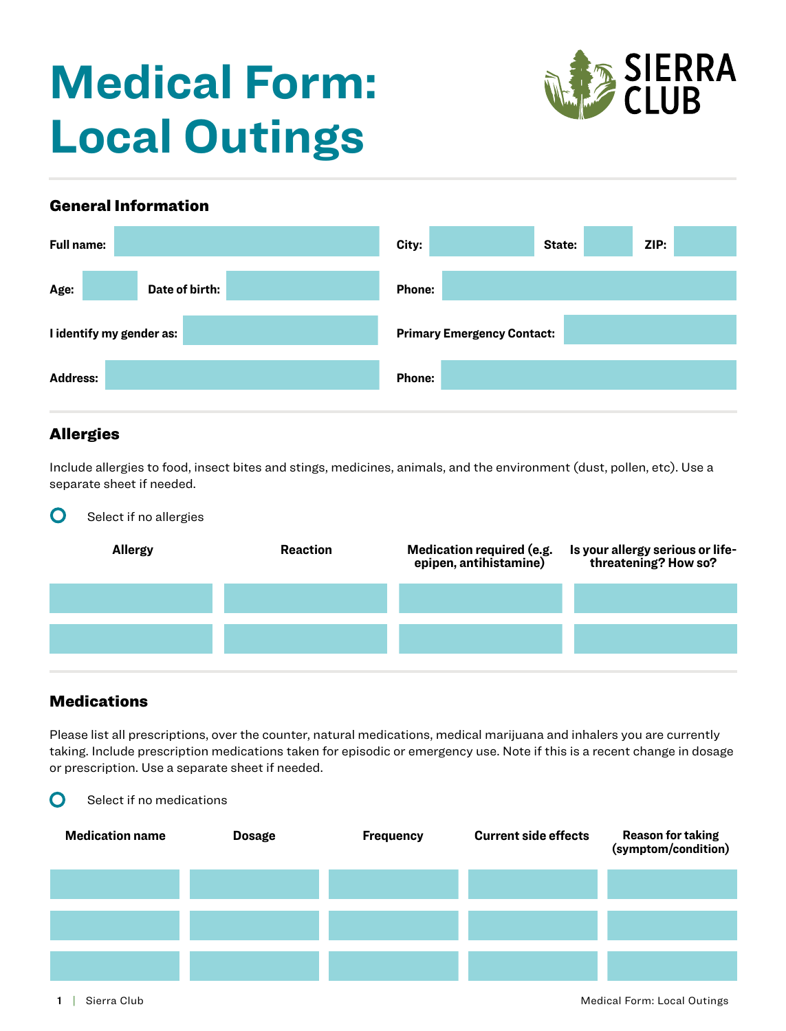# Medical Form: Local Outings

## General Information

| | | | |
|---|---|---|---|
| **Full name:** | | **City:** | **State:** | **ZIP:** |
| **Age:** | **Date of birth:** | **Phone:** | |
| **I identify my gender as:** | | **Primary Emergency Contact:** | |
| **Address:** | | **Phone:** | |

## Allergies

Include allergies to food, insect bites and stings, medicines, animals, and the environment (dust, pollen, etc). Use a separate sheet if needed.

○ Select if no allergies

| Allergy | Reaction | Medication required (e.g. epipen, antihistamine) | Is your allergy serious or life-threatening? How so? |
|---|---|---|---|
| | | | |
| | | | |

## Medications

Please list all prescriptions, over the counter, natural medications, medical marijuana and inhalers you are currently taking. Include prescription medications taken for episodic or emergency use. Note if this is a recent change in dosage or prescription. Use a separate sheet if needed.

○ Select if no medications

| Medication name | Dosage | Frequency | Current side effects | Reason for taking (symptom/condition) |
|---|---|---|---|---|
| | | | | |
| | | | | |
| | | | | |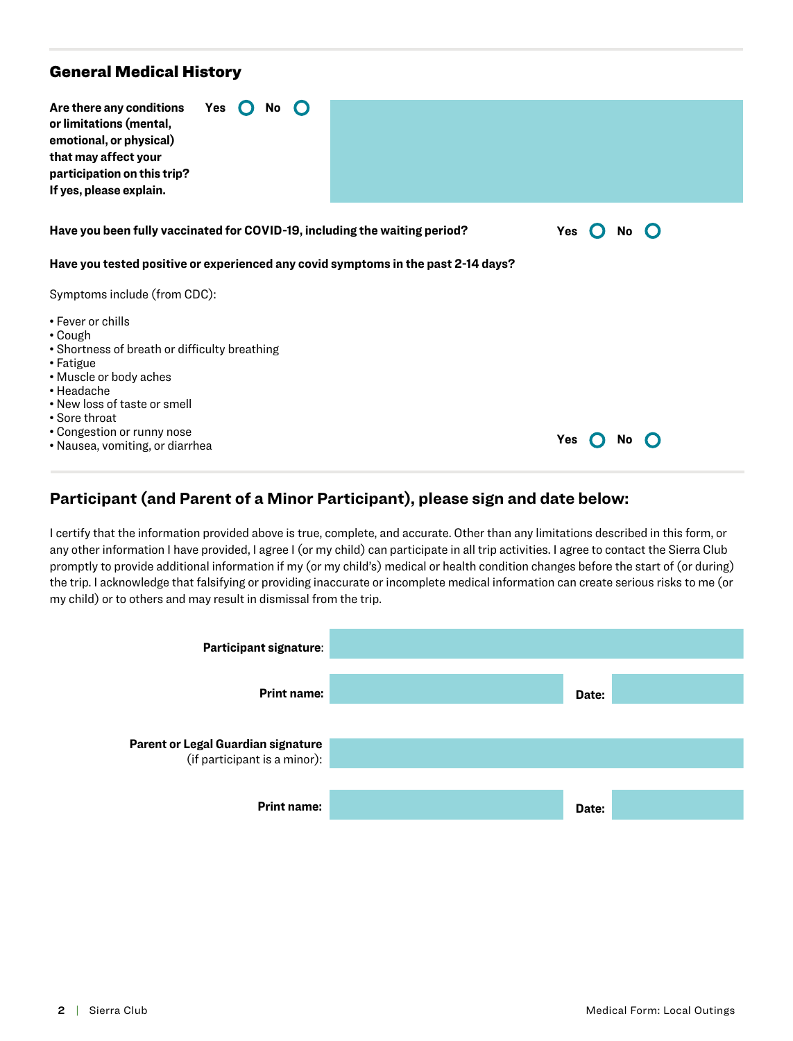## General Medical History

**Are there any conditions or limitations (mental, emotional, or physical) that may affect your participation on this trip? If yes, please explain.** **Yes** ○ **No** ○

**Have you been fully vaccinated for COVID-19, including the waiting period?** **Yes** ○ **No** ○

**Have you tested positive or experienced any covid symptoms in the past 2-14 days?**

Symptoms include (from CDC):

- Fever or chills
- Cough
- Shortness of breath or difficulty breathing
- Fatigue
- Muscle or body aches
- Headache
- New loss of taste or smell
- Sore throat
- Congestion or runny nose
- Nausea, vomiting, or diarrhea

**Yes** ○ **No** ○

## Participant (and Parent of a Minor Participant), please sign and date below:

I certify that the information provided above is true, complete, and accurate. Other than any limitations described in this form, or any other information I have provided, I agree I (or my child) can participate in all trip activities. I agree to contact the Sierra Club promptly to provide additional information if my (or my child's) medical or health condition changes before the start of (or during) the trip. I acknowledge that falsifying or providing inaccurate or incomplete medical information can create serious risks to me (or my child) or to others and may result in dismissal from the trip.

**Participant signature**:

**Print name:** **Date:**

**Parent or Legal Guardian signature** (if participant is a minor):

**Print name:** **Date:**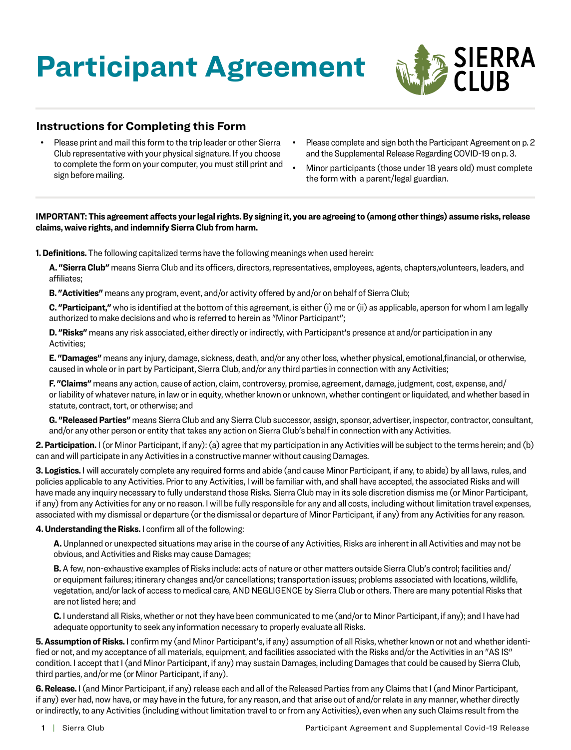# Participant Agreement

## Instructions for Completing this Form

- Please print and mail this form to the trip leader or other Sierra Club representative with your physical signature. If you choose to complete the form on your computer, you must still print and sign before mailing.
- Please complete and sign both the Participant Agreement on p. 2 and the Supplemental Release Regarding COVID-19 on p. 3.
- Minor participants (those under 18 years old) must complete the form with a parent/legal guardian.

**IMPORTANT: This agreement affects your legal rights. By signing it, you are agreeing to (among other things) assume risks, release claims, waive rights, and indemnify Sierra Club from harm.**

**1. Definitions.** The following capitalized terms have the following meanings when used herein:

**A. "Sierra Club"** means Sierra Club and its officers, directors, representatives, employees, agents, chapters,volunteers, leaders, and affiliates;

**B. "Activities"** means any program, event, and/or activity offered by and/or on behalf of Sierra Club;

**C. "Participant,"** who is identified at the bottom of this agreement, is either (i) me or (ii) as applicable, aperson for whom I am legally authorized to make decisions and who is referred to herein as "Minor Participant";

**D. "Risks"** means any risk associated, either directly or indirectly, with Participant's presence at and/or participation in any Activities;

**E. "Damages"** means any injury, damage, sickness, death, and/or any other loss, whether physical, emotional,financial, or otherwise, caused in whole or in part by Participant, Sierra Club, and/or any third parties in connection with any Activities;

**F. "Claims"** means any action, cause of action, claim, controversy, promise, agreement, damage, judgment, cost, expense, and/or liability of whatever nature, in law or in equity, whether known or unknown, whether contingent or liquidated, and whether based in statute, contract, tort, or otherwise; and

**G. "Released Parties"** means Sierra Club and any Sierra Club successor, assign, sponsor, advertiser, inspector, contractor, consultant, and/or any other person or entity that takes any action on Sierra Club's behalf in connection with any Activities.

**2. Participation.** I (or Minor Participant, if any): (a) agree that my participation in any Activities will be subject to the terms herein; and (b) can and will participate in any Activities in a constructive manner without causing Damages.

**3. Logistics.** I will accurately complete any required forms and abide (and cause Minor Participant, if any, to abide) by all laws, rules, and policies applicable to any Activities. Prior to any Activities, I will be familiar with, and shall have accepted, the associated Risks and will have made any inquiry necessary to fully understand those Risks. Sierra Club may in its sole discretion dismiss me (or Minor Participant, if any) from any Activities for any or no reason. I will be fully responsible for any and all costs, including without limitation travel expenses, associated with my dismissal or departure (or the dismissal or departure of Minor Participant, if any) from any Activities for any reason.

**4. Understanding the Risks.** I confirm all of the following:

**A.** Unplanned or unexpected situations may arise in the course of any Activities, Risks are inherent in all Activities and may not be obvious, and Activities and Risks may cause Damages;

**B.** A few, non-exhaustive examples of Risks include: acts of nature or other matters outside Sierra Club's control; facilities and/or equipment failures; itinerary changes and/or cancellations; transportation issues; problems associated with locations, wildlife, vegetation, and/or lack of access to medical care, AND NEGLIGENCE by Sierra Club or others. There are many potential Risks that are not listed here; and

**C.** I understand all Risks, whether or not they have been communicated to me (and/or to Minor Participant, if any); and I have had adequate opportunity to seek any information necessary to properly evaluate all Risks.

**5. Assumption of Risks.** I confirm my (and Minor Participant's, if any) assumption of all Risks, whether known or not and whether identified or not, and my acceptance of all materials, equipment, and facilities associated with the Risks and/or the Activities in an "AS IS" condition. I accept that I (and Minor Participant, if any) may sustain Damages, including Damages that could be caused by Sierra Club, third parties, and/or me (or Minor Participant, if any).

**6. Release.** I (and Minor Participant, if any) release each and all of the Released Parties from any Claims that I (and Minor Participant, if any) ever had, now have, or may have in the future, for any reason, and that arise out of and/or relate in any manner, whether directly or indirectly, to any Activities (including without limitation travel to or from any Activities), even when any such Claims result from the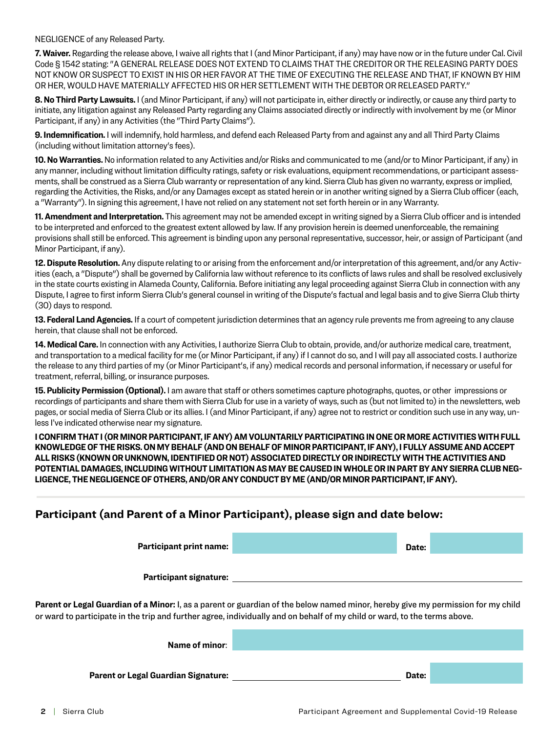NEGLIGENCE of any Released Party.

**7. Waiver.** Regarding the release above, I waive all rights that I (and Minor Participant, if any) may have now or in the future under Cal. Civil Code § 1542 stating: "A GENERAL RELEASE DOES NOT EXTEND TO CLAIMS THAT THE CREDITOR OR THE RELEASING PARTY DOES NOT KNOW OR SUSPECT TO EXIST IN HIS OR HER FAVOR AT THE TIME OF EXECUTING THE RELEASE AND THAT, IF KNOWN BY HIM OR HER, WOULD HAVE MATERIALLY AFFECTED HIS OR HER SETTLEMENT WITH THE DEBTOR OR RELEASED PARTY."

**8. No Third Party Lawsuits.** I (and Minor Participant, if any) will not participate in, either directly or indirectly, or cause any third party to initiate, any litigation against any Released Party regarding any Claims associated directly or indirectly with involvement by me (or Minor Participant, if any) in any Activities (the "Third Party Claims").

**9. Indemnification.** I will indemnify, hold harmless, and defend each Released Party from and against any and all Third Party Claims (including without limitation attorney's fees).

**10. No Warranties.** No information related to any Activities and/or Risks and communicated to me (and/or to Minor Participant, if any) in any manner, including without limitation difficulty ratings, safety or risk evaluations, equipment recommendations, or participant assessments, shall be construed as a Sierra Club warranty or representation of any kind. Sierra Club has given no warranty, express or implied, regarding the Activities, the Risks, and/or any Damages except as stated herein or in another writing signed by a Sierra Club officer (each, a "Warranty"). In signing this agreement, I have not relied on any statement not set forth herein or in any Warranty.

**11. Amendment and Interpretation.** This agreement may not be amended except in writing signed by a Sierra Club officer and is intended to be interpreted and enforced to the greatest extent allowed by law. If any provision herein is deemed unenforceable, the remaining provisions shall still be enforced. This agreement is binding upon any personal representative, successor, heir, or assign of Participant (and Minor Participant, if any).

**12. Dispute Resolution.** Any dispute relating to or arising from the enforcement and/or interpretation of this agreement, and/or any Activities (each, a "Dispute") shall be governed by California law without reference to its conflicts of laws rules and shall be resolved exclusively in the state courts existing in Alameda County, California. Before initiating any legal proceeding against Sierra Club in connection with any Dispute, I agree to first inform Sierra Club's general counsel in writing of the Dispute's factual and legal basis and to give Sierra Club thirty (30) days to respond.

**13. Federal Land Agencies.** If a court of competent jurisdiction determines that an agency rule prevents me from agreeing to any clause herein, that clause shall not be enforced.

**14. Medical Care.** In connection with any Activities, I authorize Sierra Club to obtain, provide, and/or authorize medical care, treatment, and transportation to a medical facility for me (or Minor Participant, if any) if I cannot do so, and I will pay all associated costs. I authorize the release to any third parties of my (or Minor Participant's, if any) medical records and personal information, if necessary or useful for treatment, referral, billing, or insurance purposes.

**15. Publicity Permission (Optional).** I am aware that staff or others sometimes capture photographs, quotes, or other impressions or recordings of participants and share them with Sierra Club for use in a variety of ways, such as (but not limited to) in the newsletters, web pages, or social media of Sierra Club or its allies. I (and Minor Participant, if any) agree not to restrict or condition such use in any way, unless I've indicated otherwise near my signature.

**I CONFIRM THAT I (OR MINOR PARTICIPANT, IF ANY) AM VOLUNTARILY PARTICIPATING IN ONE OR MORE ACTIVITIES WITH FULL KNOWLEDGE OF THE RISKS. ON MY BEHALF (AND ON BEHALF OF MINOR PARTICIPANT, IF ANY), I FULLY ASSUME AND ACCEPT ALL RISKS (KNOWN OR UNKNOWN, IDENTIFIED OR NOT) ASSOCIATED DIRECTLY OR INDIRECTLY WITH THE ACTIVITIES AND POTENTIAL DAMAGES, INCLUDING WITHOUT LIMITATION AS MAY BE CAUSED IN WHOLE OR IN PART BY ANY SIERRA CLUB NEGLIGENCE, THE NEGLIGENCE OF OTHERS, AND/OR ANY CONDUCT BY ME (AND/OR MINOR PARTICIPANT, IF ANY).**

## Participant (and Parent of a Minor Participant), please sign and date below:

**Participant print name:** ____________________ **Date:** __________

**Participant signature:** ____________________

**Parent or Legal Guardian of a Minor:** I, as a parent or guardian of the below named minor, hereby give my permission for my child or ward to participate in the trip and further agree, individually and on behalf of my child or ward, to the terms above.

**Name of minor**: ____________________

**Parent or Legal Guardian Signature:** ____________________ **Date:** __________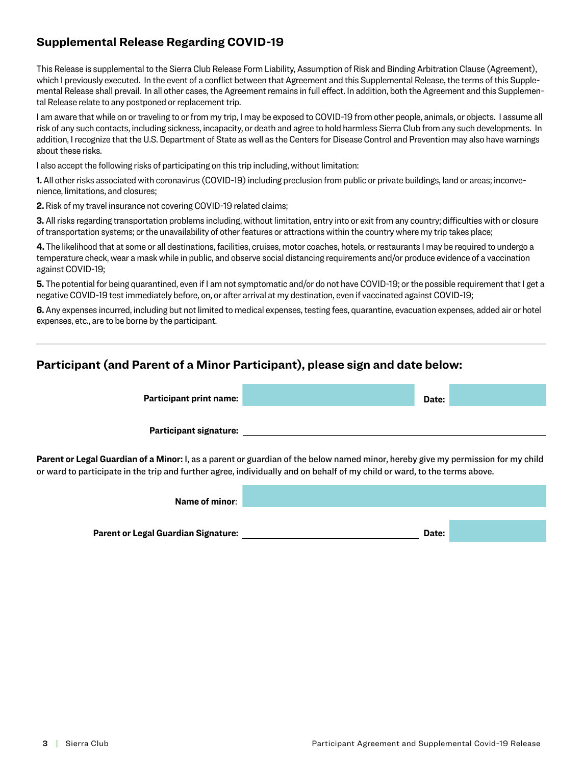## Supplemental Release Regarding COVID-19

This Release is supplemental to the Sierra Club Release Form Liability, Assumption of Risk and Binding Arbitration Clause (Agreement), which I previously executed. In the event of a conflict between that Agreement and this Supplemental Release, the terms of this Supplemental Release shall prevail. In all other cases, the Agreement remains in full effect. In addition, both the Agreement and this Supplemental Release relate to any postponed or replacement trip.

I am aware that while on or traveling to or from my trip, I may be exposed to COVID-19 from other people, animals, or objects. I assume all risk of any such contacts, including sickness, incapacity, or death and agree to hold harmless Sierra Club from any such developments. In addition, I recognize that the U.S. Department of State as well as the Centers for Disease Control and Prevention may also have warnings about these risks.

I also accept the following risks of participating on this trip including, without limitation:

**1.** All other risks associated with coronavirus (COVID-19) including preclusion from public or private buildings, land or areas; inconvenience, limitations, and closures;

**2.** Risk of my travel insurance not covering COVID-19 related claims;

**3.** All risks regarding transportation problems including, without limitation, entry into or exit from any country; difficulties with or closure of transportation systems; or the unavailability of other features or attractions within the country where my trip takes place;

**4.** The likelihood that at some or all destinations, facilities, cruises, motor coaches, hotels, or restaurants I may be required to undergo a temperature check, wear a mask while in public, and observe social distancing requirements and/or produce evidence of a vaccination against COVID-19;

**5.** The potential for being quarantined, even if I am not symptomatic and/or do not have COVID-19; or the possible requirement that I get a negative COVID-19 test immediately before, on, or after arrival at my destination, even if vaccinated against COVID-19;

**6.** Any expenses incurred, including but not limited to medical expenses, testing fees, quarantine, evacuation expenses, added air or hotel expenses, etc., are to be borne by the participant.

---

## Participant (and Parent of a Minor Participant), please sign and date below:

**Participant print name:** ______________________ **Date:** __________

**Participant signature:** ______________________________________

**Parent or Legal Guardian of a Minor:** I, as a parent or guardian of the below named minor, hereby give my permission for my child or ward to participate in the trip and further agree, individually and on behalf of my child or ward, to the terms above.

**Name of minor**: ______________________________________

**Parent or Legal Guardian Signature:** ______________________ **Date:** __________